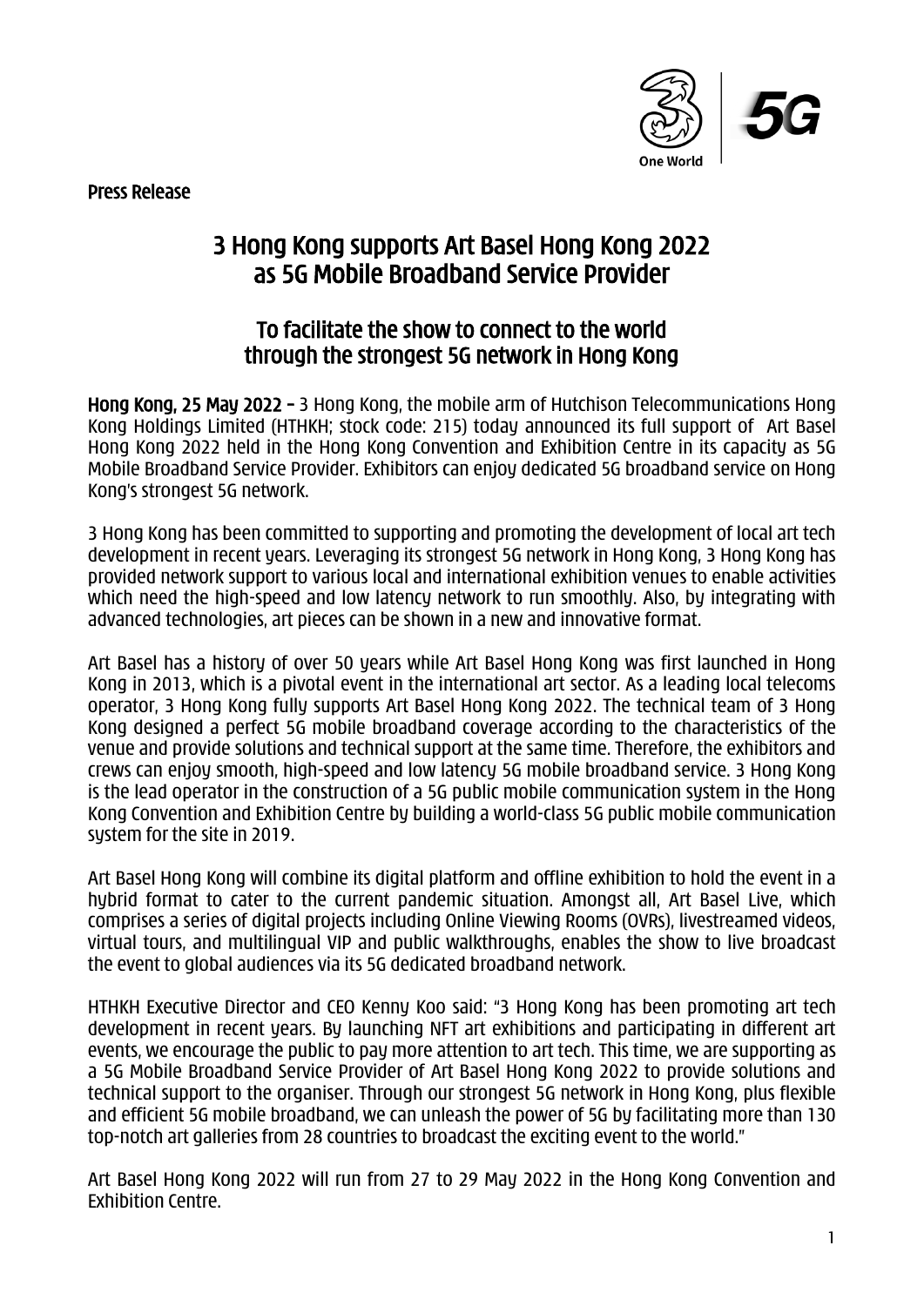Press Release

# 3 Hong Kong supports Art Basel Hong Kong 2022 as 5G Mobile Broadband Service Provider

## To facilitate the show to connect to the world through the strongest 5G network in Hong Kong

**Hong Kong, 25 May 2022** – 3 Hong Kong, the mobile arm of Hutchison Telecommunications Hong Kong Holdings Limited (HTHKH; stock code: 215) today announced its full support of Art Basel Hong Kong 2022 held in the Hong Kong Convention and Exhibition Centre in its capacity as 5G Mobile Broadband Service Provider. Exhibitors can enjoy dedicated 5G broadband service on Hong Kong's strongest 5G network.

3 Hong Kong has been committed to supporting and promoting the development of local art tech development in recent years. Leveraging its strongest 5G network in Hong Kong, 3 Hong Kong has provided network support to various local and international exhibition venues to enable activities which need the high-speed and low latency network to run smoothly. Also, by integrating with advanced technologies, art pieces can be shown in a new and innovative format.

Art Basel has a history of over 50 years while Art Basel Hong Kong was first launched in Hong Kong in 2013, which is a pivotal event in the international art sector. As a leading local telecoms operator, 3 Hong Kong fully supports Art Basel Hong Kong 2022. The technical team of 3 Hong Kong designed a perfect 5G mobile broadband coverage according to the characteristics of the venue and provide solutions and technical support at the same time. Therefore, the exhibitors and crews can enjoy smooth, high-speed and low latency 5G mobile broadband service. 3 Hong Kong is the lead operator in the construction of a 5G public mobile communication system in the Hong Kong Convention and Exhibition Centre by building a world-class 5G public mobile communication system for the site in 2019.

Art Basel Hong Kong will combine its digital platform and offline exhibition to hold the event in a hybrid format to cater to the current pandemic situation. Amongst all, Art Basel Live, which comprises a series of digital projects including Online Viewing Rooms (OVRs), livestreamed videos, virtual tours, and multilingual VIP and public walkthroughs, enables the show to live broadcast the event to global audiences via its 5G dedicated broadband network.

HTHKH Executive Director and CEO Kenny Koo said: "3 Hong Kong has been promoting art tech development in recent years. By launching NFT art exhibitions and participating in different art events, we encourage the public to pay more attention to art tech. This time, we are supporting as a 5G Mobile Broadband Service Provider of Art Basel Hong Kong 2022 to provide solutions and technical support to the organiser. Through our strongest 5G network in Hong Kong, plus flexible and efficient 5G mobile broadband, we can unleash the power of 5G by facilitating more than 130 top-notch art galleries from 28 countries to broadcast the exciting event to the world."

Art Basel Hong Kong 2022 will run from 27 to 29 May 2022 in the Hong Kong Convention and Exhibition Centre.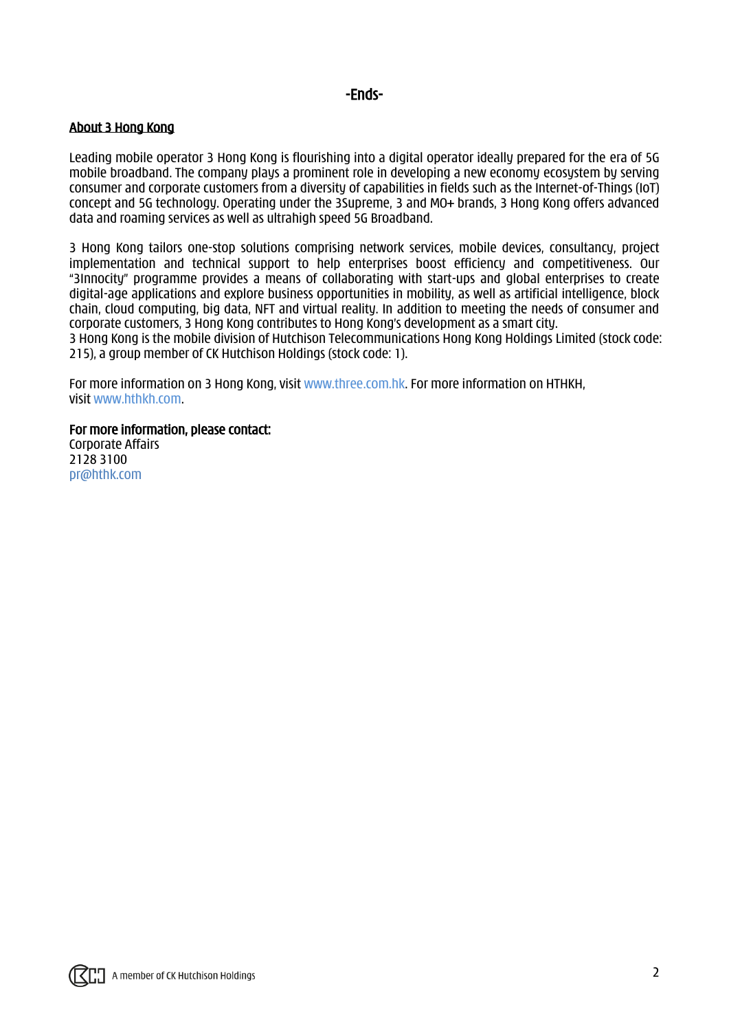-Ends-

**About 3 Hong Kong**

Leading mobile operator 3 Hong Kong is flourishing into a digital operator ideally prepared for the era of 5G mobile broadband. The company plays a prominent role in developing a new economy ecosystem by serving consumer and corporate customers from a diversity of capabilities in fields such as the Internet-of-Things (IoT) concept and 5G technology. Operating under the 3Supreme, 3 and MO+ brands, 3 Hong Kong offers advanced data and roaming services as well as ultrahigh speed 5G Broadband.

3 Hong Kong tailors one-stop solutions comprising network services, mobile devices, consultancy, project implementation and technical support to help enterprises boost efficiency and competitiveness. Our "3Innocity" programme provides a means of collaborating with start-ups and global enterprises to create digital-age applications and explore business opportunities in mobility, as well as artificial intelligence, block chain, cloud computing, big data, NFT and virtual reality. In addition to meeting the needs of consumer and corporate customers, 3 Hong Kong contributes to Hong Kong's development as a smart city.
3 Hong Kong is the mobile division of Hutchison Telecommunications Hong Kong Holdings Limited (stock code: 215), a group member of CK Hutchison Holdings (stock code: 1).

For more information on 3 Hong Kong, visit www.three.com.hk. For more information on HTHKH, visit www.hthkh.com.

**For more information, please contact:**
Corporate Affairs
2128 3100
pr@hthk.com